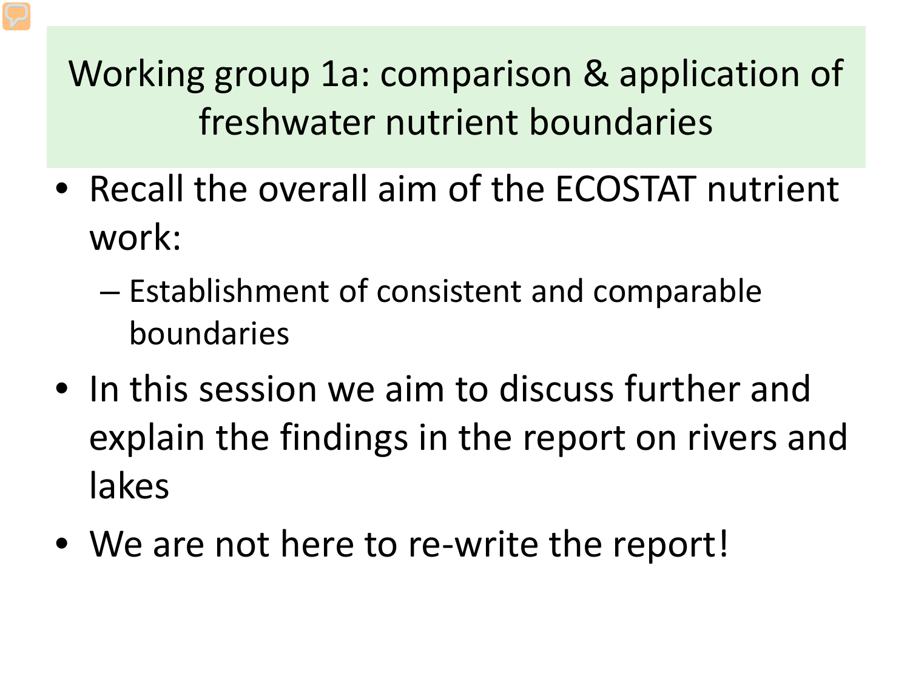# Working group 1a: comparison & application of freshwater nutrient boundaries

- Recall the overall aim of the ECOSTAT nutrient work:
  - Establishment of consistent and comparable boundaries
- In this session we aim to discuss further and explain the findings in the report on rivers and lakes
- We are not here to re-write the report!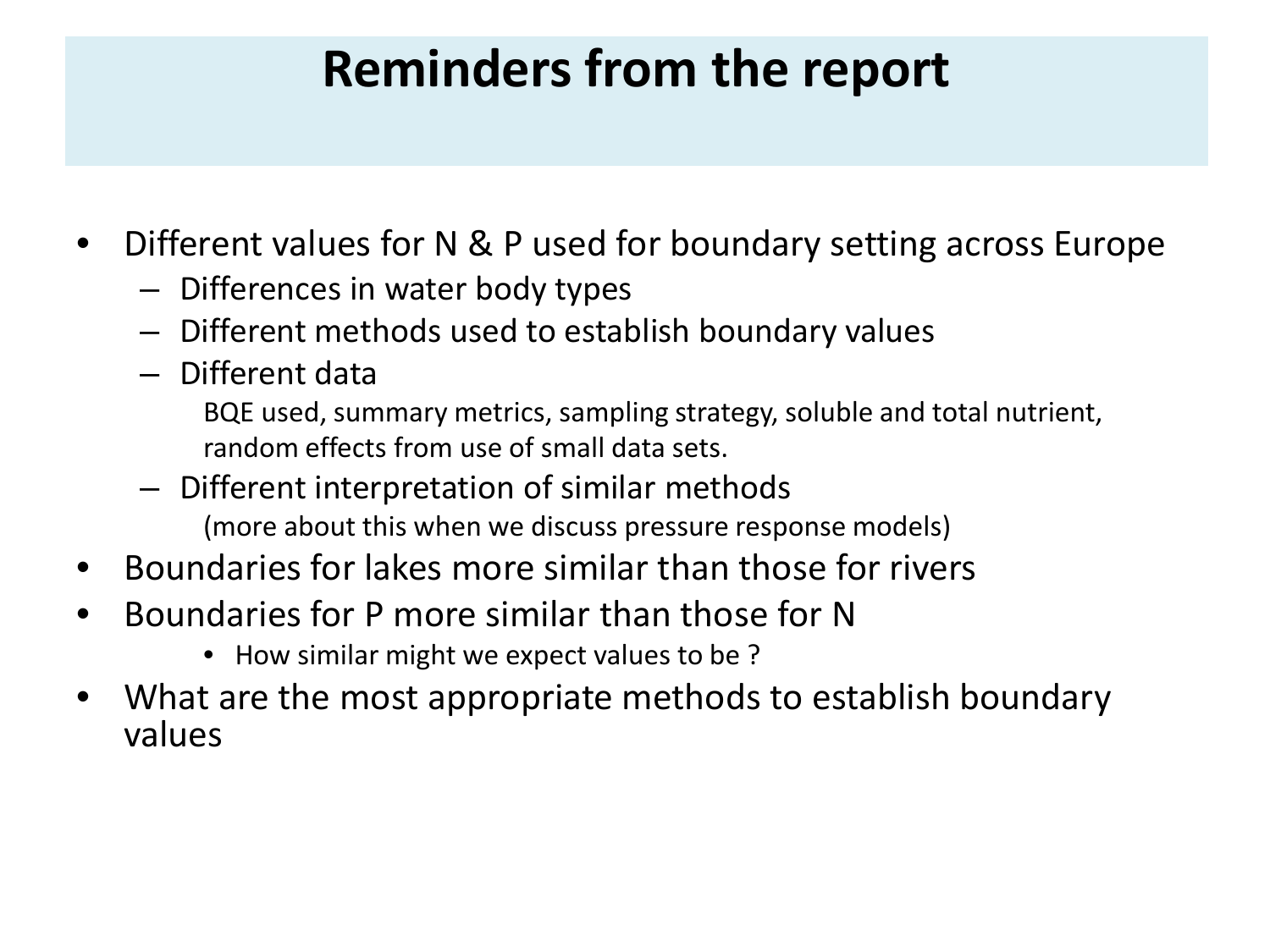# Reminders from the report

- Different values for N & P used for boundary setting across Europe
  - Differences in water body types
  - Different methods used to establish boundary values
  - Different data

    BQE used, summary metrics, sampling strategy, soluble and total nutrient, random effects from use of small data sets.
  - Different interpretation of similar methods

    (more about this when we discuss pressure response models)
- Boundaries for lakes more similar than those for rivers
- Boundaries for P more similar than those for N
  - How similar might we expect values to be ?
- What are the most appropriate methods to establish boundary values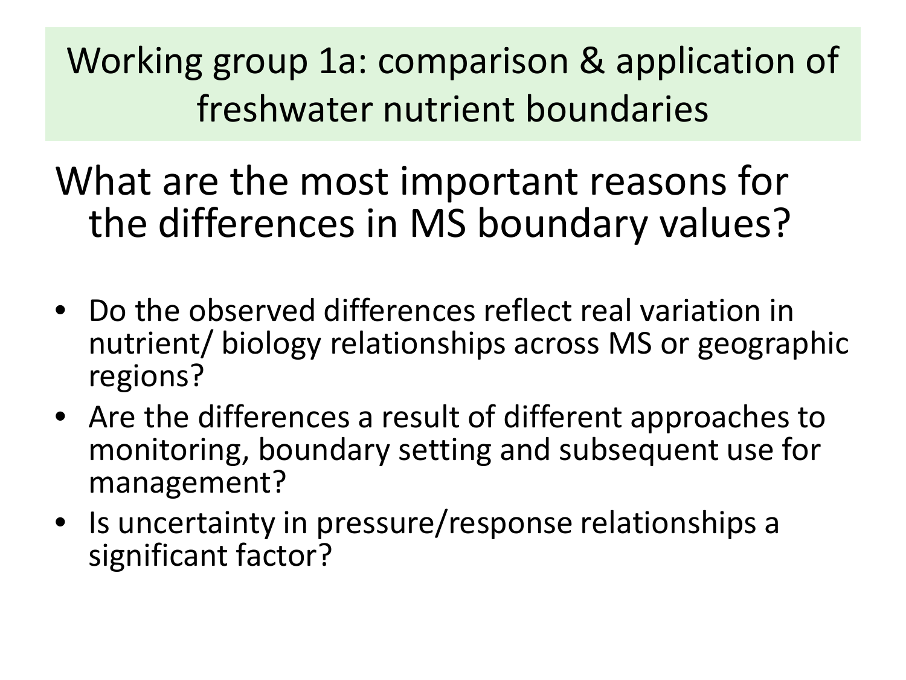# Working group 1a: comparison & application of freshwater nutrient boundaries

## What are the most important reasons for the differences in MS boundary values?

- Do the observed differences reflect real variation in nutrient/ biology relationships across MS or geographic regions?
- Are the differences a result of different approaches to monitoring, boundary setting and subsequent use for management?
- Is uncertainty in pressure/response relationships a significant factor?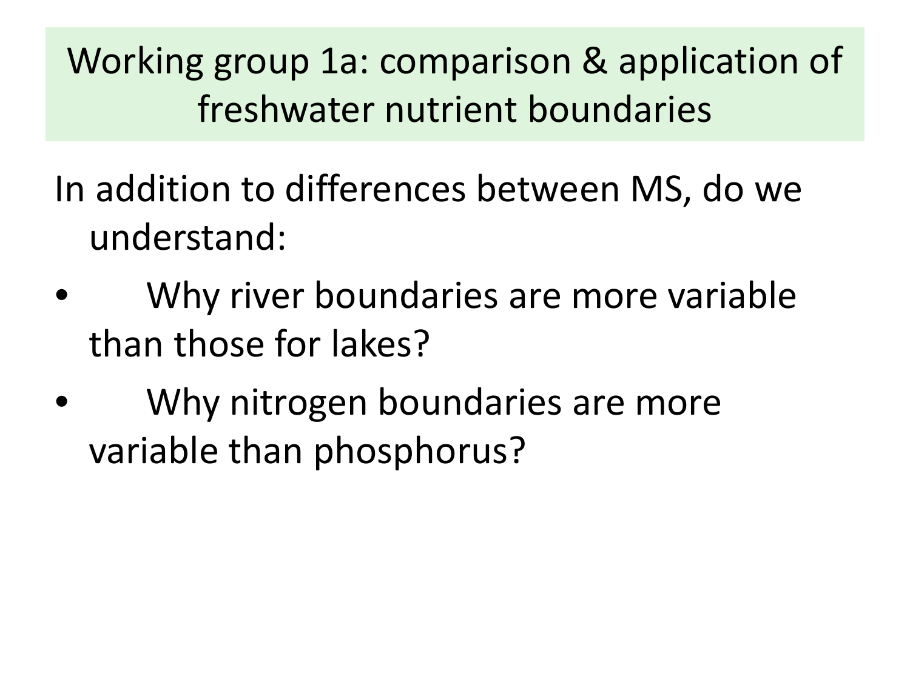# Working group 1a: comparison & application of freshwater nutrient boundaries

In addition to differences between MS, do we understand:

- Why river boundaries are more variable than those for lakes?
- Why nitrogen boundaries are more variable than phosphorus?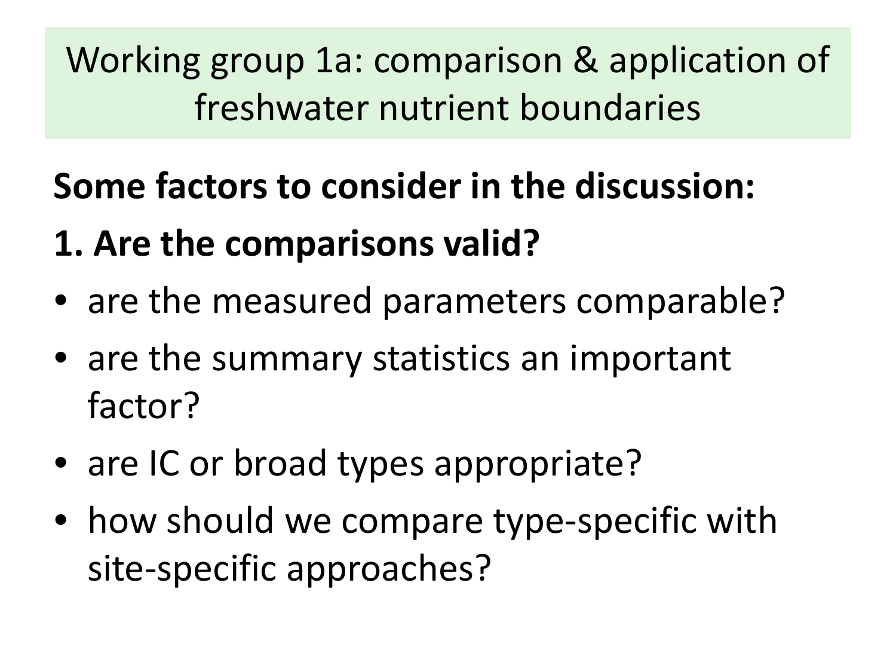# Working group 1a: comparison & application of freshwater nutrient boundaries

**Some factors to consider in the discussion:**

**1. Are the comparisons valid?**

- are the measured parameters comparable?
- are the summary statistics an important factor?
- are IC or broad types appropriate?
- how should we compare type-specific with site-specific approaches?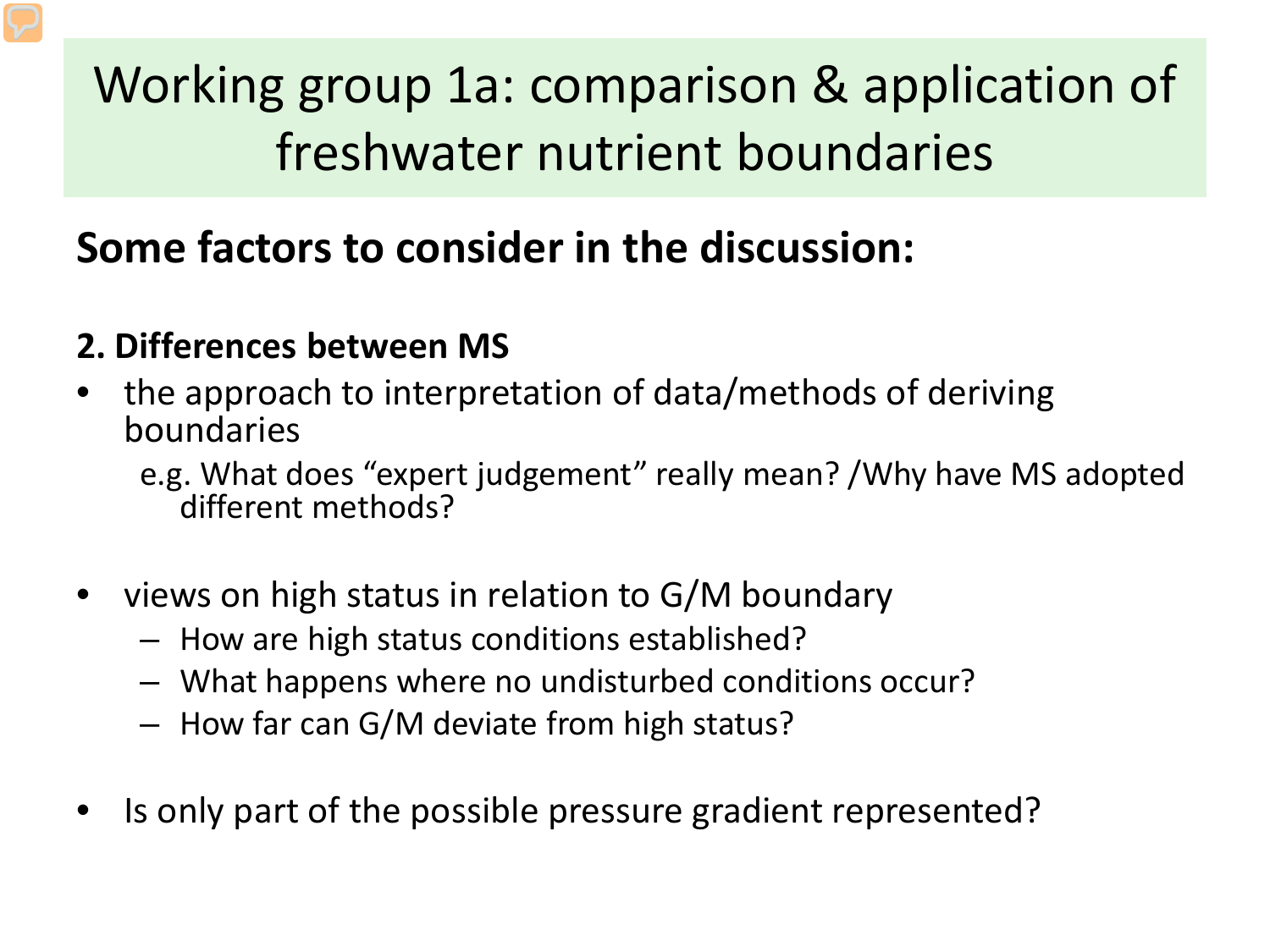# Working group 1a: comparison & application of freshwater nutrient boundaries

## Some factors to consider in the discussion:

### 2. Differences between MS

- the approach to interpretation of data/methods of deriving boundaries

  e.g. What does "expert judgement" really mean? /Why have MS adopted different methods?

- views on high status in relation to G/M boundary
  - How are high status conditions established?
  - What happens where no undisturbed conditions occur?
  - How far can G/M deviate from high status?

- Is only part of the possible pressure gradient represented?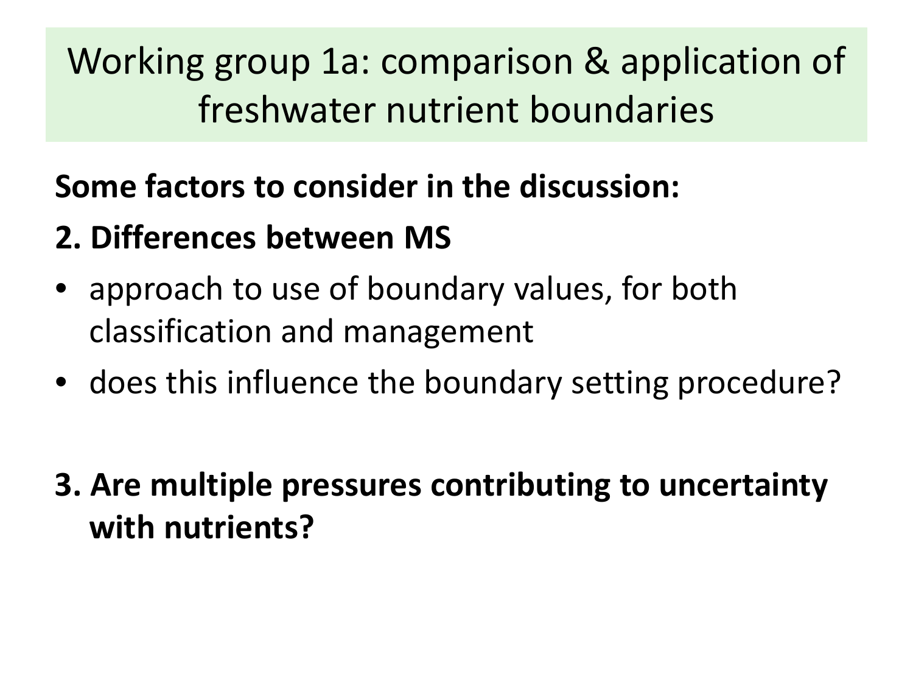# Working group 1a: comparison & application of freshwater nutrient boundaries

**Some factors to consider in the discussion:**

**2. Differences between MS**

- approach to use of boundary values, for both classification and management
- does this influence the boundary setting procedure?

**3. Are multiple pressures contributing to uncertainty with nutrients?**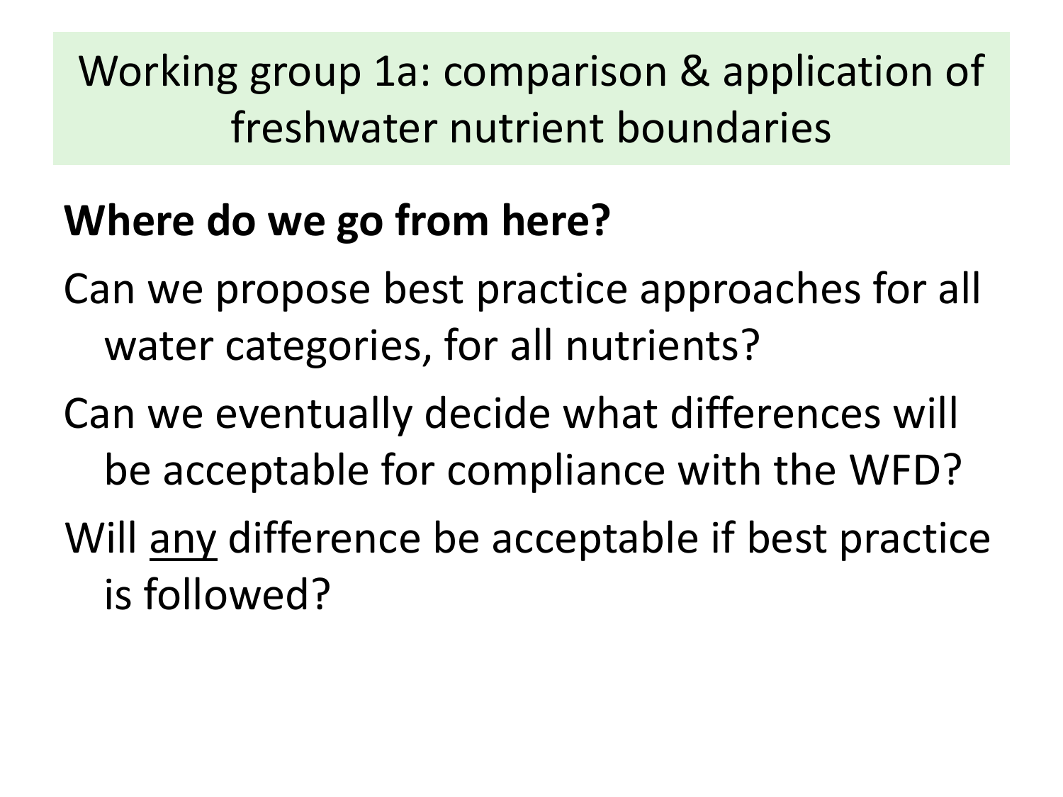# Working group 1a: comparison & application of freshwater nutrient boundaries

**Where do we go from here?**

Can we propose best practice approaches for all water categories, for all nutrients?

Can we eventually decide what differences will be acceptable for compliance with the WFD?

Will <u>any</u> difference be acceptable if best practice is followed?